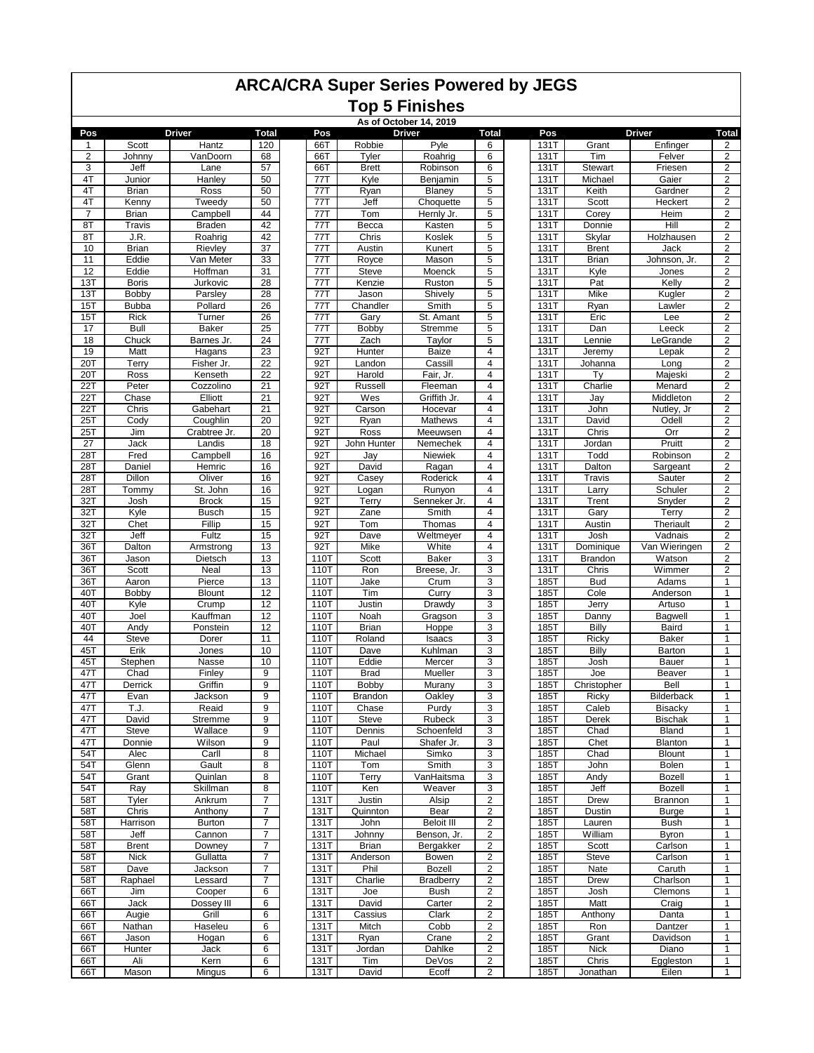# ARCA/CRA Super Series Powered by JEGS

## Top 5 Finishes

### As of October 14, 2019

| Pos | Driver | | Total | | Pos | Driver | | Total | | Pos | Driver | | Total |
|---|---|---|---|---|---|---|---|---|---|---|---|---|---|
| 1 | Scott | Hantz | 120 | | 66T | Robbie | Pyle | 6 | | 131T | Grant | Enfinger | 2 |
| 2 | Johnny | VanDoorn | 68 | | 66T | Tyler | Roahrig | 6 | | 131T | Tim | Felver | 2 |
| 3 | Jeff | Lane | 57 | | 66T | Brett | Robinson | 6 | | 131T | Stewart | Friesen | 2 |
| 4T | Junior | Hanley | 50 | | 77T | Kyle | Benjamin | 5 | | 131T | Michael | Gaier | 2 |
| 4T | Brian | Ross | 50 | | 77T | Ryan | Blaney | 5 | | 131T | Keith | Gardner | 2 |
| 4T | Kenny | Tweedy | 50 | | 77T | Jeff | Choquette | 5 | | 131T | Scott | Heckert | 2 |
| 7 | Brian | Campbell | 44 | | 77T | Tom | Hernly Jr. | 5 | | 131T | Corey | Heim | 2 |
| 8T | Travis | Braden | 42 | | 77T | Becca | Kasten | 5 | | 131T | Donnie | Hill | 2 |
| 8T | J.R. | Roahrig | 42 | | 77T | Chris | Koslek | 5 | | 131T | Skylar | Holzhausen | 2 |
| 10 | Brian | Rievley | 37 | | 77T | Austin | Kunert | 5 | | 131T | Brent | Jack | 2 |
| 11 | Eddie | Van Meter | 33 | | 77T | Royce | Mason | 5 | | 131T | Brian | Johnson, Jr. | 2 |
| 12 | Eddie | Hoffman | 31 | | 77T | Steve | Moenck | 5 | | 131T | Kyle | Jones | 2 |
| 13T | Boris | Jurkovic | 28 | | 77T | Kenzie | Ruston | 5 | | 131T | Pat | Kelly | 2 |
| 13T | Bobby | Parsley | 28 | | 77T | Jason | Shively | 5 | | 131T | Mike | Kugler | 2 |
| 15T | Bubba | Pollard | 26 | | 77T | Chandler | Smith | 5 | | 131T | Ryan | Lawler | 2 |
| 15T | Rick | Turner | 26 | | 77T | Gary | St. Amant | 5 | | 131T | Eric | Lee | 2 |
| 17 | Bull | Baker | 25 | | 77T | Bobby | Stremme | 5 | | 131T | Dan | Leeck | 2 |
| 18 | Chuck | Barnes Jr. | 24 | | 77T | Zach | Taylor | 5 | | 131T | Lennie | LeGrande | 2 |
| 19 | Matt | Hagans | 23 | | 92T | Hunter | Baize | 4 | | 131T | Jeremy | Lepak | 2 |
| 20T | Terry | Fisher Jr. | 22 | | 92T | Landon | Cassill | 4 | | 131T | Johanna | Long | 2 |
| 20T | Ross | Kenseth | 22 | | 92T | Harold | Fair, Jr. | 4 | | 131T | Ty | Majeski | 2 |
| 22T | Peter | Cozzolino | 21 | | 92T | Russell | Fleeman | 4 | | 131T | Charlie | Menard | 2 |
| 22T | Chase | Elliott | 21 | | 92T | Wes | Griffith Jr. | 4 | | 131T | Jay | Middleton | 2 |
| 22T | Chris | Gabehart | 21 | | 92T | Carson | Hocevar | 4 | | 131T | John | Nutley, Jr | 2 |
| 25T | Cody | Coughlin | 20 | | 92T | Ryan | Mathews | 4 | | 131T | David | Odell | 2 |
| 25T | Jim | Crabtree Jr. | 20 | | 92T | Ross | Meeuwsen | 4 | | 131T | Chris | Orr | 2 |
| 27 | Jack | Landis | 18 | | 92T | John Hunter | Nemechek | 4 | | 131T | Jordan | Pruitt | 2 |
| 28T | Fred | Campbell | 16 | | 92T | Jay | Niewiek | 4 | | 131T | Todd | Robinson | 2 |
| 28T | Daniel | Hemric | 16 | | 92T | David | Ragan | 4 | | 131T | Dalton | Sargeant | 2 |
| 28T | Dillon | Oliver | 16 | | 92T | Casey | Roderick | 4 | | 131T | Travis | Sauter | 2 |
| 28T | Tommy | St. John | 16 | | 92T | Logan | Runyon | 4 | | 131T | Larry | Schuler | 2 |
| 32T | Josh | Brock | 15 | | 92T | Terry | Senneker Jr. | 4 | | 131T | Trent | Snyder | 2 |
| 32T | Kyle | Busch | 15 | | 92T | Zane | Smith | 4 | | 131T | Gary | Terry | 2 |
| 32T | Chet | Fillip | 15 | | 92T | Tom | Thomas | 4 | | 131T | Austin | Theriault | 2 |
| 32T | Jeff | Fultz | 15 | | 92T | Dave | Weltmeyer | 4 | | 131T | Josh | Vadnais | 2 |
| 36T | Dalton | Armstrong | 13 | | 92T | Mike | White | 4 | | 131T | Dominique | Van Wieringen | 2 |
| 36T | Jason | Dietsch | 13 | | 110T | Scott | Baker | 3 | | 131T | Brandon | Watson | 2 |
| 36T | Scott | Neal | 13 | | 110T | Ron | Breese, Jr. | 3 | | 131T | Chris | Wimmer | 2 |
| 36T | Aaron | Pierce | 13 | | 110T | Jake | Crum | 3 | | 185T | Bud | Adams | 1 |
| 40T | Bobby | Blount | 12 | | 110T | Tim | Curry | 3 | | 185T | Cole | Anderson | 1 |
| 40T | Kyle | Crump | 12 | | 110T | Justin | Drawdy | 3 | | 185T | Jerry | Artuso | 1 |
| 40T | Joel | Kauffman | 12 | | 110T | Noah | Gragson | 3 | | 185T | Danny | Bagwell | 1 |
| 40T | Andy | Ponstein | 12 | | 110T | Brian | Hoppe | 3 | | 185T | Billy | Baird | 1 |
| 44 | Steve | Dorer | 11 | | 110T | Roland | Isaacs | 3 | | 185T | Ricky | Baker | 1 |
| 45T | Erik | Jones | 10 | | 110T | Dave | Kuhlman | 3 | | 185T | Billy | Barton | 1 |
| 45T | Stephen | Nasse | 10 | | 110T | Eddie | Mercer | 3 | | 185T | Josh | Bauer | 1 |
| 47T | Chad | Finley | 9 | | 110T | Brad | Mueller | 3 | | 185T | Joe | Beaver | 1 |
| 47T | Derrick | Griffin | 9 | | 110T | Bobby | Murany | 3 | | 185T | Christopher | Bell | 1 |
| 47T | Evan | Jackson | 9 | | 110T | Brandon | Oakley | 3 | | 185T | Ricky | Bilderback | 1 |
| 47T | T.J. | Reaid | 9 | | 110T | Chase | Purdy | 3 | | 185T | Caleb | Bisacky | 1 |
| 47T | David | Stremme | 9 | | 110T | Steve | Rubeck | 3 | | 185T | Derek | Bischak | 1 |
| 47T | Steve | Wallace | 9 | | 110T | Dennis | Schoenfeld | 3 | | 185T | Chad | Bland | 1 |
| 47T | Donnie | Wilson | 9 | | 110T | Paul | Shafer Jr. | 3 | | 185T | Chet | Blanton | 1 |
| 54T | Alec | Carll | 8 | | 110T | Michael | Simko | 3 | | 185T | Chad | Blount | 1 |
| 54T | Glenn | Gault | 8 | | 110T | Tom | Smith | 3 | | 185T | John | Bolen | 1 |
| 54T | Grant | Quinlan | 8 | | 110T | Terry | VanHaitsma | 3 | | 185T | Andy | Bozell | 1 |
| 54T | Ray | Skillman | 8 | | 110T | Ken | Weaver | 3 | | 185T | Jeff | Bozell | 1 |
| 58T | Tyler | Ankrum | 7 | | 131T | Justin | Alsip | 2 | | 185T | Drew | Brannon | 1 |
| 58T | Chris | Anthony | 7 | | 131T | Quinnton | Bear | 2 | | 185T | Dustin | Burge | 1 |
| 58T | Harrison | Burton | 7 | | 131T | John | Beloit III | 2 | | 185T | Lauren | Bush | 1 |
| 58T | Jeff | Cannon | 7 | | 131T | Johnny | Benson, Jr. | 2 | | 185T | William | Byron | 1 |
| 58T | Brent | Downey | 7 | | 131T | Brian | Bergakker | 2 | | 185T | Scott | Carlson | 1 |
| 58T | Nick | Gullatta | 7 | | 131T | Anderson | Bowen | 2 | | 185T | Steve | Carlson | 1 |
| 58T | Dave | Jackson | 7 | | 131T | Phil | Bozell | 2 | | 185T | Nate | Caruth | 1 |
| 58T | Raphael | Lessard | 7 | | 131T | Charlie | Bradberry | 2 | | 185T | Drew | Charlson | 1 |
| 66T | Jim | Cooper | 6 | | 131T | Joe | Bush | 2 | | 185T | Josh | Clemons | 1 |
| 66T | Jack | Dossey III | 6 | | 131T | David | Carter | 2 | | 185T | Matt | Craig | 1 |
| 66T | Augie | Grill | 6 | | 131T | Cassius | Clark | 2 | | 185T | Anthony | Danta | 1 |
| 66T | Nathan | Haseleu | 6 | | 131T | Mitch | Cobb | 2 | | 185T | Ron | Dantzer | 1 |
| 66T | Jason | Hogan | 6 | | 131T | Ryan | Crane | 2 | | 185T | Grant | Davidson | 1 |
| 66T | Hunter | Jack | 6 | | 131T | Jordan | Dahlke | 2 | | 185T | Nick | Diano | 1 |
| 66T | Ali | Kern | 6 | | 131T | Tim | DeVos | 2 | | 185T | Chris | Eggleston | 1 |
| 66T | Mason | Mingus | 6 | | 131T | David | Ecoff | 2 | | 185T | Jonathan | Eilen | 1 |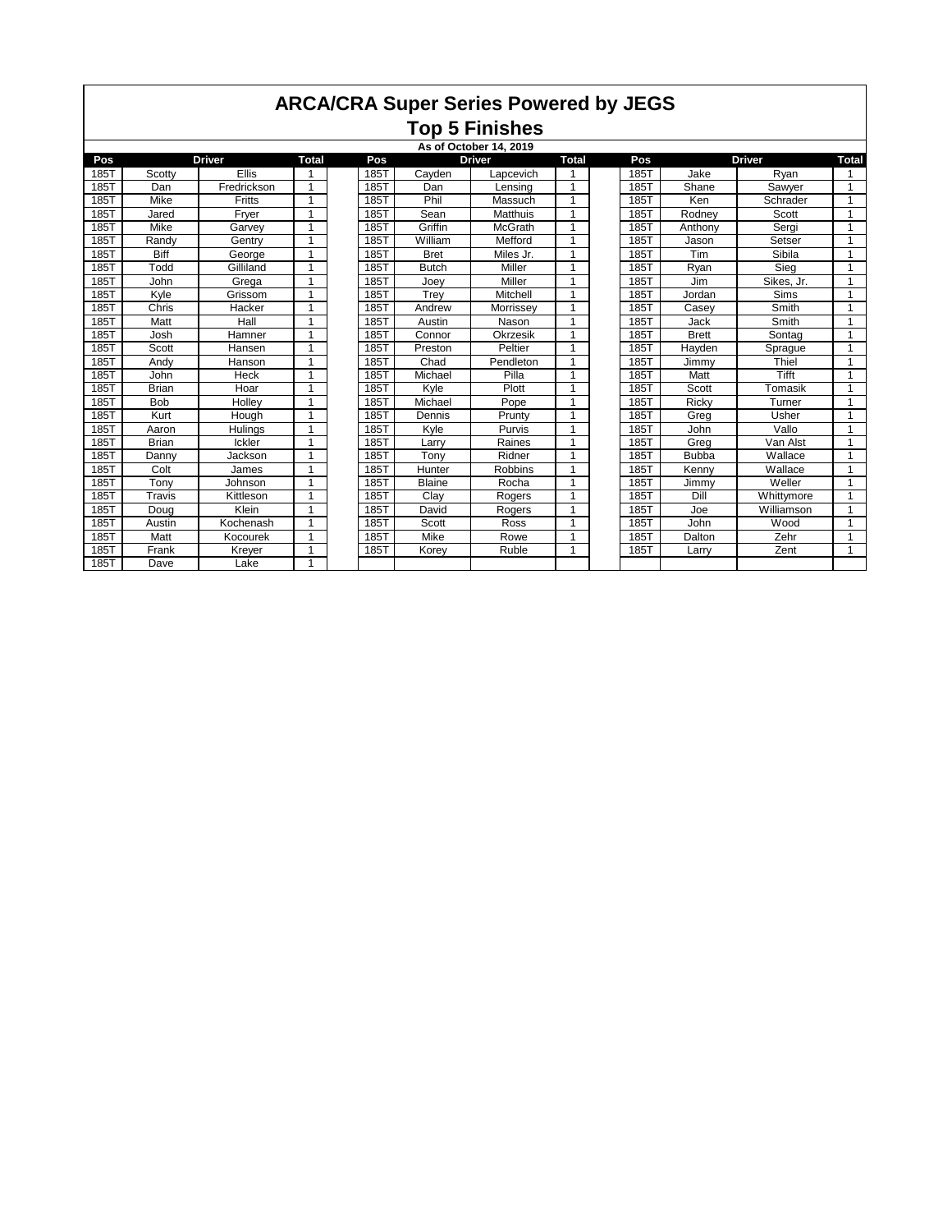# ARCA/CRA Super Series Powered by JEGS

## Top 5 Finishes

**As of October 14, 2019**

| Pos | Driver | | Total | | Pos | Driver | | Total | | Pos | Driver | | Total |
|---|---|---|---|---|---|---|---|---|---|---|---|---|---|
| 185T | Scotty | Ellis | 1 | | 185T | Cayden | Lapcevich | 1 | | 185T | Jake | Ryan | 1 |
| 185T | Dan | Fredrickson | 1 | | 185T | Dan | Lensing | 1 | | 185T | Shane | Sawyer | 1 |
| 185T | Mike | Fritts | 1 | | 185T | Phil | Massuch | 1 | | 185T | Ken | Schrader | 1 |
| 185T | Jared | Fryer | 1 | | 185T | Sean | Matthuis | 1 | | 185T | Rodney | Scott | 1 |
| 185T | Mike | Garvey | 1 | | 185T | Griffin | McGrath | 1 | | 185T | Anthony | Sergi | 1 |
| 185T | Randy | Gentry | 1 | | 185T | William | Mefford | 1 | | 185T | Jason | Setser | 1 |
| 185T | Biff | George | 1 | | 185T | Bret | Miles Jr. | 1 | | 185T | Tim | Sibila | 1 |
| 185T | Todd | Gilliland | 1 | | 185T | Butch | Miller | 1 | | 185T | Ryan | Sieg | 1 |
| 185T | John | Grega | 1 | | 185T | Joey | Miller | 1 | | 185T | Jim | Sikes, Jr. | 1 |
| 185T | Kyle | Grissom | 1 | | 185T | Trey | Mitchell | 1 | | 185T | Jordan | Sims | 1 |
| 185T | Chris | Hacker | 1 | | 185T | Andrew | Morrissey | 1 | | 185T | Casey | Smith | 1 |
| 185T | Matt | Hall | 1 | | 185T | Austin | Nason | 1 | | 185T | Jack | Smith | 1 |
| 185T | Josh | Hamner | 1 | | 185T | Connor | Okrzesik | 1 | | 185T | Brett | Sontag | 1 |
| 185T | Scott | Hansen | 1 | | 185T | Preston | Peltier | 1 | | 185T | Hayden | Sprague | 1 |
| 185T | Andy | Hanson | 1 | | 185T | Chad | Pendleton | 1 | | 185T | Jimmy | Thiel | 1 |
| 185T | John | Heck | 1 | | 185T | Michael | Pilla | 1 | | 185T | Matt | Tifft | 1 |
| 185T | Brian | Hoar | 1 | | 185T | Kyle | Plott | 1 | | 185T | Scott | Tomasik | 1 |
| 185T | Bob | Holley | 1 | | 185T | Michael | Pope | 1 | | 185T | Ricky | Turner | 1 |
| 185T | Kurt | Hough | 1 | | 185T | Dennis | Prunty | 1 | | 185T | Greg | Usher | 1 |
| 185T | Aaron | Hulings | 1 | | 185T | Kyle | Purvis | 1 | | 185T | John | Vallo | 1 |
| 185T | Brian | Ickler | 1 | | 185T | Larry | Raines | 1 | | 185T | Greg | Van Alst | 1 |
| 185T | Danny | Jackson | 1 | | 185T | Tony | Ridner | 1 | | 185T | Bubba | Wallace | 1 |
| 185T | Colt | James | 1 | | 185T | Hunter | Robbins | 1 | | 185T | Kenny | Wallace | 1 |
| 185T | Tony | Johnson | 1 | | 185T | Blaine | Rocha | 1 | | 185T | Jimmy | Weller | 1 |
| 185T | Travis | Kittleson | 1 | | 185T | Clay | Rogers | 1 | | 185T | Dill | Whittymore | 1 |
| 185T | Doug | Klein | 1 | | 185T | David | Rogers | 1 | | 185T | Joe | Williamson | 1 |
| 185T | Austin | Kochenash | 1 | | 185T | Scott | Ross | 1 | | 185T | John | Wood | 1 |
| 185T | Matt | Kocourek | 1 | | 185T | Mike | Rowe | 1 | | 185T | Dalton | Zehr | 1 |
| 185T | Frank | Kreyer | 1 | | 185T | Korey | Ruble | 1 | | 185T | Larry | Zent | 1 |
| 185T | Dave | Lake | 1 | | | | | | | | | | |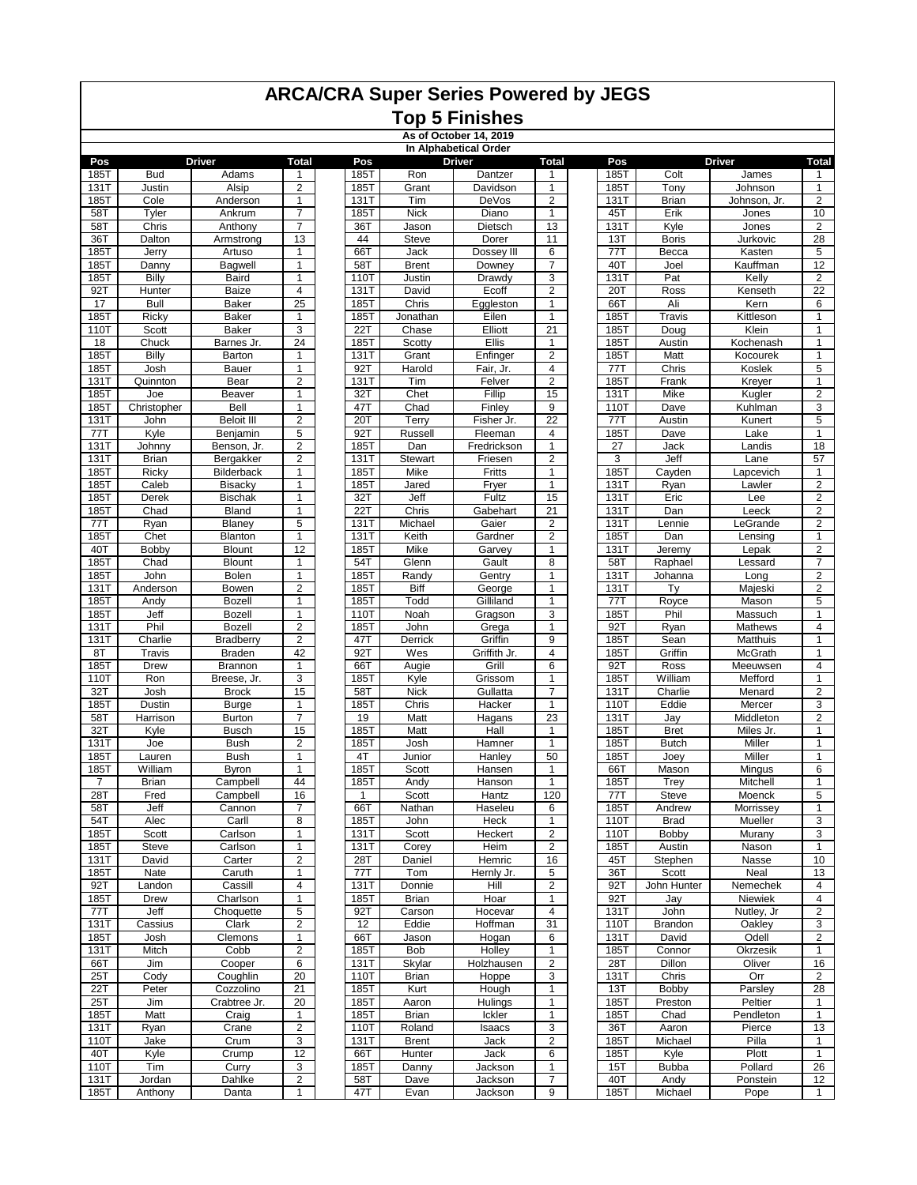# ARCA/CRA Super Series Powered by JEGS

## Top 5 Finishes

### As of October 14, 2019

### In Alphabetical Order

| Pos | Driver | | Total | | Pos | Driver | | Total | | Pos | Driver | | Total |
|---|---|---|---|---|---|---|---|---|---|---|---|---|---|
| 185T | Bud | Adams | 1 | | 185T | Ron | Dantzer | 1 | | 185T | Colt | James | 1 |
| 131T | Justin | Alsip | 2 | | 185T | Grant | Davidson | 1 | | 185T | Tony | Johnson | 1 |
| 185T | Cole | Anderson | 1 | | 131T | Tim | DeVos | 2 | | 131T | Brian | Johnson, Jr. | 2 |
| 58T | Tyler | Ankrum | 7 | | 185T | Nick | Diano | 1 | | 45T | Erik | Jones | 10 |
| 58T | Chris | Anthony | 7 | | 36T | Jason | Dietsch | 13 | | 131T | Kyle | Jones | 2 |
| 36T | Dalton | Armstrong | 13 | | 44 | Steve | Dorer | 11 | | 13T | Boris | Jurkovic | 28 |
| 185T | Jerry | Artuso | 1 | | 66T | Jack | Dossey III | 6 | | 77T | Becca | Kasten | 5 |
| 185T | Danny | Bagwell | 1 | | 58T | Brent | Downey | 7 | | 40T | Joel | Kauffman | 12 |
| 185T | Billy | Baird | 1 | | 110T | Justin | Drawdy | 3 | | 131T | Pat | Kelly | 2 |
| 92T | Hunter | Baize | 4 | | 131T | David | Ecoff | 2 | | 20T | Ross | Kenseth | 22 |
| 17 | Bull | Baker | 25 | | 185T | Chris | Eggleston | 1 | | 66T | Ali | Kern | 6 |
| 185T | Ricky | Baker | 1 | | 185T | Jonathan | Eilen | 1 | | 185T | Travis | Kittleson | 1 |
| 110T | Scott | Baker | 3 | | 22T | Chase | Elliott | 21 | | 185T | Doug | Klein | 1 |
| 18 | Chuck | Barnes Jr. | 24 | | 185T | Scotty | Ellis | 1 | | 185T | Austin | Kochenash | 1 |
| 185T | Billy | Barton | 1 | | 131T | Grant | Enfinger | 2 | | 185T | Matt | Kocourek | 1 |
| 185T | Josh | Bauer | 1 | | 92T | Harold | Fair, Jr. | 4 | | 77T | Chris | Koslek | 5 |
| 131T | Quinnton | Bear | 2 | | 131T | Tim | Felver | 2 | | 185T | Frank | Kreyer | 1 |
| 185T | Joe | Beaver | 1 | | 32T | Chet | Fillip | 15 | | 131T | Mike | Kugler | 2 |
| 185T | Christopher | Bell | 1 | | 47T | Chad | Finley | 9 | | 110T | Dave | Kuhlman | 3 |
| 131T | John | Beloit III | 2 | | 20T | Terry | Fisher Jr. | 22 | | 77T | Austin | Kunert | 5 |
| 77T | Kyle | Benjamin | 5 | | 92T | Russell | Fleeman | 4 | | 185T | Dave | Lake | 1 |
| 131T | Johnny | Benson, Jr. | 2 | | 185T | Dan | Fredrickson | 1 | | 27 | Jack | Landis | 18 |
| 131T | Brian | Bergakker | 2 | | 131T | Stewart | Friesen | 2 | | 3 | Jeff | Lane | 57 |
| 185T | Ricky | Bilderback | 1 | | 185T | Mike | Fritts | 1 | | 185T | Cayden | Lapcevich | 1 |
| 185T | Caleb | Bisacky | 1 | | 185T | Jared | Fryer | 1 | | 131T | Ryan | Lawler | 2 |
| 185T | Derek | Bischak | 1 | | 32T | Jeff | Fultz | 15 | | 131T | Eric | Lee | 2 |
| 185T | Chad | Bland | 1 | | 22T | Chris | Gabehart | 21 | | 131T | Dan | Leeck | 2 |
| 77T | Ryan | Blaney | 5 | | 131T | Michael | Gaier | 2 | | 131T | Lennie | LeGrande | 2 |
| 185T | Chet | Blanton | 1 | | 131T | Keith | Gardner | 2 | | 185T | Dan | Lensing | 1 |
| 40T | Bobby | Blount | 12 | | 185T | Mike | Garvey | 1 | | 131T | Jeremy | Lepak | 2 |
| 185T | Chad | Blount | 1 | | 54T | Glenn | Gault | 8 | | 58T | Raphael | Lessard | 7 |
| 185T | John | Bolen | 1 | | 185T | Randy | Gentry | 1 | | 131T | Johanna | Long | 2 |
| 131T | Anderson | Bowen | 2 | | 185T | Biff | George | 1 | | 131T | Ty | Majeski | 2 |
| 185T | Andy | Bozell | 1 | | 185T | Todd | Gilliland | 1 | | 77T | Royce | Mason | 5 |
| 185T | Jeff | Bozell | 1 | | 110T | Noah | Gragson | 3 | | 185T | Phil | Massuch | 1 |
| 131T | Phil | Bozell | 2 | | 185T | John | Grega | 1 | | 92T | Ryan | Mathews | 4 |
| 131T | Charlie | Bradberry | 2 | | 47T | Derrick | Griffin | 9 | | 185T | Sean | Matthuis | 1 |
| 8T | Travis | Braden | 42 | | 92T | Wes | Griffith Jr. | 4 | | 185T | Griffin | McGrath | 1 |
| 185T | Drew | Brannon | 1 | | 66T | Augie | Grill | 6 | | 92T | Ross | Meeuwsen | 4 |
| 110T | Ron | Breese, Jr. | 3 | | 185T | Kyle | Grissom | 1 | | 185T | William | Mefford | 1 |
| 32T | Josh | Brock | 15 | | 58T | Nick | Gullatta | 7 | | 131T | Charlie | Menard | 2 |
| 185T | Dustin | Burge | 1 | | 185T | Chris | Hacker | 1 | | 110T | Eddie | Mercer | 3 |
| 58T | Harrison | Burton | 7 | | 19 | Matt | Hagans | 23 | | 131T | Jay | Middleton | 2 |
| 32T | Kyle | Busch | 15 | | 185T | Matt | Hall | 1 | | 185T | Bret | Miles Jr. | 1 |
| 131T | Joe | Bush | 2 | | 185T | Josh | Hamner | 1 | | 185T | Butch | Miller | 1 |
| 185T | Lauren | Bush | 1 | | 4T | Junior | Hanley | 50 | | 185T | Joey | Miller | 1 |
| 185T | William | Byron | 1 | | 185T | Scott | Hansen | 1 | | 66T | Mason | Mingus | 6 |
| 7 | Brian | Campbell | 44 | | 185T | Andy | Hanson | 1 | | 185T | Trey | Mitchell | 1 |
| 28T | Fred | Campbell | 16 | | 1 | Scott | Hantz | 120 | | 77T | Steve | Moenck | 5 |
| 58T | Jeff | Cannon | 7 | | 66T | Nathan | Haseleu | 6 | | 185T | Andrew | Morrissey | 1 |
| 54T | Alec | Carll | 8 | | 185T | John | Heck | 1 | | 110T | Brad | Mueller | 3 |
| 185T | Scott | Carlson | 1 | | 131T | Scott | Heckert | 2 | | 110T | Bobby | Murany | 3 |
| 185T | Steve | Carlson | 1 | | 131T | Corey | Heim | 2 | | 185T | Austin | Nason | 1 |
| 131T | David | Carter | 2 | | 28T | Daniel | Hemric | 16 | | 45T | Stephen | Nasse | 10 |
| 185T | Nate | Caruth | 1 | | 77T | Tom | Hernly Jr. | 5 | | 36T | Scott | Neal | 13 |
| 92T | Landon | Cassill | 4 | | 131T | Donnie | Hill | 2 | | 92T | John Hunter | Nemechek | 4 |
| 185T | Drew | Charlson | 1 | | 185T | Brian | Hoar | 1 | | 92T | Jay | Niewiek | 4 |
| 77T | Jeff | Choquette | 5 | | 92T | Carson | Hocevar | 4 | | 131T | John | Nutley, Jr | 2 |
| 131T | Cassius | Clark | 2 | | 12 | Eddie | Hoffman | 31 | | 110T | Brandon | Oakley | 3 |
| 185T | Josh | Clemons | 1 | | 66T | Jason | Hogan | 6 | | 131T | David | Odell | 2 |
| 131T | Mitch | Cobb | 2 | | 185T | Bob | Holley | 1 | | 185T | Connor | Okrzesik | 1 |
| 66T | Jim | Cooper | 6 | | 131T | Skylar | Holzhausen | 2 | | 28T | Dillon | Oliver | 16 |
| 25T | Cody | Coughlin | 20 | | 110T | Brian | Hoppe | 3 | | 131T | Chris | Orr | 2 |
| 22T | Peter | Cozzolino | 21 | | 185T | Kurt | Hough | 1 | | 13T | Bobby | Parsley | 28 |
| 25T | Jim | Crabtree Jr. | 20 | | 185T | Aaron | Hulings | 1 | | 185T | Preston | Peltier | 1 |
| 185T | Matt | Craig | 1 | | 185T | Brian | Ickler | 1 | | 185T | Chad | Pendleton | 1 |
| 131T | Ryan | Crane | 2 | | 110T | Roland | Isaacs | 3 | | 36T | Aaron | Pierce | 13 |
| 110T | Jake | Crum | 3 | | 131T | Brent | Jack | 2 | | 185T | Michael | Pilla | 1 |
| 40T | Kyle | Crump | 12 | | 66T | Hunter | Jack | 6 | | 185T | Kyle | Plott | 1 |
| 110T | Tim | Curry | 3 | | 185T | Danny | Jackson | 1 | | 15T | Bubba | Pollard | 26 |
| 131T | Jordan | Dahlke | 2 | | 58T | Dave | Jackson | 7 | | 40T | Andy | Ponstein | 12 |
| 185T | Anthony | Danta | 1 | | 47T | Evan | Jackson | 9 | | 185T | Michael | Pope | 1 |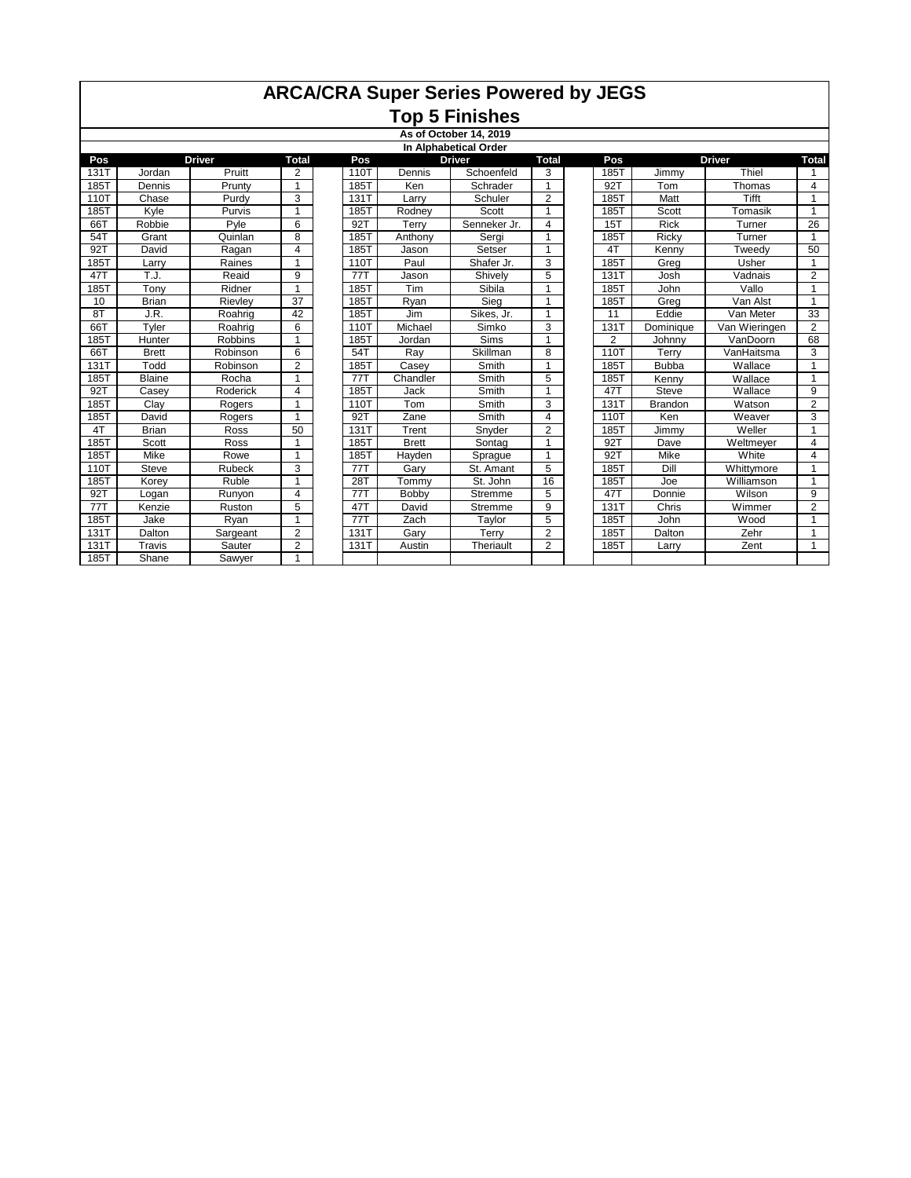# ARCA/CRA Super Series Powered by JEGS

## Top 5 Finishes

**As of October 14, 2019**

**In Alphabetical Order**

| Pos | Driver | | Total | | Pos | Driver | | Total | | Pos | Driver | | Total |
|---|---|---|---|---|---|---|---|---|---|---|---|---|---|
| 131T | Jordan | Pruitt | 2 | | 110T | Dennis | Schoenfeld | 3 | | 185T | Jimmy | Thiel | 1 |
| 185T | Dennis | Prunty | 1 | | 185T | Ken | Schrader | 1 | | 92T | Tom | Thomas | 4 |
| 110T | Chase | Purdy | 3 | | 131T | Larry | Schuler | 2 | | 185T | Matt | Tifft | 1 |
| 185T | Kyle | Purvis | 1 | | 185T | Rodney | Scott | 1 | | 185T | Scott | Tomasik | 1 |
| 66T | Robbie | Pyle | 6 | | 92T | Terry | Senneker Jr. | 4 | | 15T | Rick | Turner | 26 |
| 54T | Grant | Quinlan | 8 | | 185T | Anthony | Sergi | 1 | | 185T | Ricky | Turner | 1 |
| 92T | David | Ragan | 4 | | 185T | Jason | Setser | 1 | | 4T | Kenny | Tweedy | 50 |
| 185T | Larry | Raines | 1 | | 110T | Paul | Shafer Jr. | 3 | | 185T | Greg | Usher | 1 |
| 47T | T.J. | Reaid | 9 | | 77T | Jason | Shively | 5 | | 131T | Josh | Vadnais | 2 |
| 185T | Tony | Ridner | 1 | | 185T | Tim | Sibila | 1 | | 185T | John | Vallo | 1 |
| 10 | Brian | Rievley | 37 | | 185T | Ryan | Sieg | 1 | | 185T | Greg | Van Alst | 1 |
| 8T | J.R. | Roahrig | 42 | | 185T | Jim | Sikes, Jr. | 1 | | 11 | Eddie | Van Meter | 33 |
| 66T | Tyler | Roahrig | 6 | | 110T | Michael | Simko | 3 | | 131T | Dominique | Van Wieringen | 2 |
| 185T | Hunter | Robbins | 1 | | 185T | Jordan | Sims | 1 | | 2 | Johnny | VanDoorn | 68 |
| 66T | Brett | Robinson | 6 | | 54T | Ray | Skillman | 8 | | 110T | Terry | VanHaitsma | 3 |
| 131T | Todd | Robinson | 2 | | 185T | Casey | Smith | 1 | | 185T | Bubba | Wallace | 1 |
| 185T | Blaine | Rocha | 1 | | 77T | Chandler | Smith | 5 | | 185T | Kenny | Wallace | 1 |
| 92T | Casey | Roderick | 4 | | 185T | Jack | Smith | 1 | | 47T | Steve | Wallace | 9 |
| 185T | Clay | Rogers | 1 | | 110T | Tom | Smith | 3 | | 131T | Brandon | Watson | 2 |
| 185T | David | Rogers | 1 | | 92T | Zane | Smith | 4 | | 110T | Ken | Weaver | 3 |
| 4T | Brian | Ross | 50 | | 131T | Trent | Snyder | 2 | | 185T | Jimmy | Weller | 1 |
| 185T | Scott | Ross | 1 | | 185T | Brett | Sontag | 1 | | 92T | Dave | Weltmeyer | 4 |
| 185T | Mike | Rowe | 1 | | 185T | Hayden | Sprague | 1 | | 92T | Mike | White | 4 |
| 110T | Steve | Rubeck | 3 | | 77T | Gary | St. Amant | 5 | | 185T | Dill | Whittymore | 1 |
| 185T | Korey | Ruble | 1 | | 28T | Tommy | St. John | 16 | | 185T | Joe | Williamson | 1 |
| 92T | Logan | Runyon | 4 | | 77T | Bobby | Stremme | 5 | | 47T | Donnie | Wilson | 9 |
| 77T | Kenzie | Ruston | 5 | | 47T | David | Stremme | 9 | | 131T | Chris | Wimmer | 2 |
| 185T | Jake | Ryan | 1 | | 77T | Zach | Taylor | 5 | | 185T | John | Wood | 1 |
| 131T | Dalton | Sargeant | 2 | | 131T | Gary | Terry | 2 | | 185T | Dalton | Zehr | 1 |
| 131T | Travis | Sauter | 2 | | 131T | Austin | Theriault | 2 | | 185T | Larry | Zent | 1 |
| 185T | Shane | Sawyer | 1 | | | | | | | | | | |